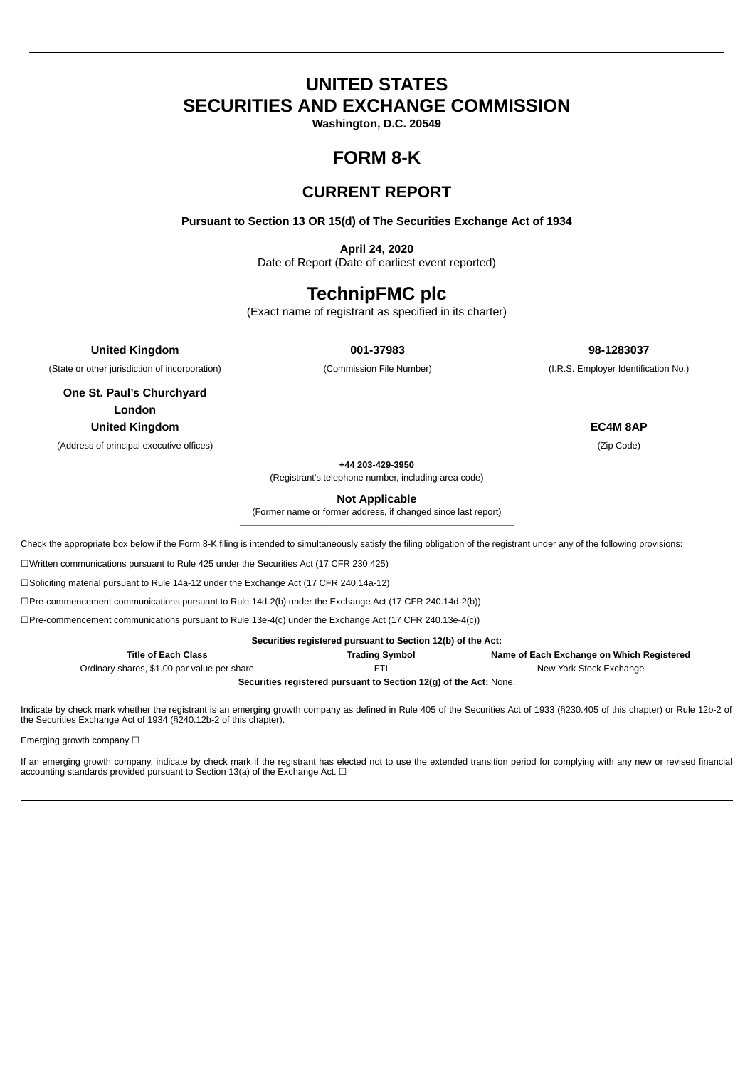# UNITED STATES
# SECURITIES AND EXCHANGE COMMISSION

**Washington, D.C. 20549**

# FORM 8-K

## CURRENT REPORT

**Pursuant to Section 13 OR 15(d) of The Securities Exchange Act of 1934**

**April 24, 2020**
Date of Report (Date of earliest event reported)

# TechnipFMC plc

(Exact name of registrant as specified in its charter)

| **United Kingdom** | **001-37983** | **98-1283037** |
|---|---|---|
| (State or other jurisdiction of incorporation) | (Commission File Number) | (I.R.S. Employer Identification No.) |

| | |
|---|---|
| **One St. Paul's Churchyard**<br>**London**<br>**United Kingdom** | **EC4M 8AP** |
| (Address of principal executive offices) | (Zip Code) |

**+44 203-429-3950**
(Registrant's telephone number, including area code)

**Not Applicable**
(Former name or former address, if changed since last report)

Check the appropriate box below if the Form 8-K filing is intended to simultaneously satisfy the filing obligation of the registrant under any of the following provisions:

☐Written communications pursuant to Rule 425 under the Securities Act (17 CFR 230.425)

☐Soliciting material pursuant to Rule 14a-12 under the Exchange Act (17 CFR 240.14a-12)

☐Pre-commencement communications pursuant to Rule 14d-2(b) under the Exchange Act (17 CFR 240.14d-2(b))

☐Pre-commencement communications pursuant to Rule 13e-4(c) under the Exchange Act (17 CFR 240.13e-4(c))

**Securities registered pursuant to Section 12(b) of the Act:**

| Title of Each Class | Trading Symbol | Name of Each Exchange on Which Registered |
|---|---|---|
| Ordinary shares, $1.00 par value per share | FTI | New York Stock Exchange |

**Securities registered pursuant to Section 12(g) of the Act:** None.

Indicate by check mark whether the registrant is an emerging growth company as defined in Rule 405 of the Securities Act of 1933 (§230.405 of this chapter) or Rule 12b-2 of the Securities Exchange Act of 1934 (§240.12b-2 of this chapter).

Emerging growth company ☐

If an emerging growth company, indicate by check mark if the registrant has elected not to use the extended transition period for complying with any new or revised financial accounting standards provided pursuant to Section 13(a) of the Exchange Act. ☐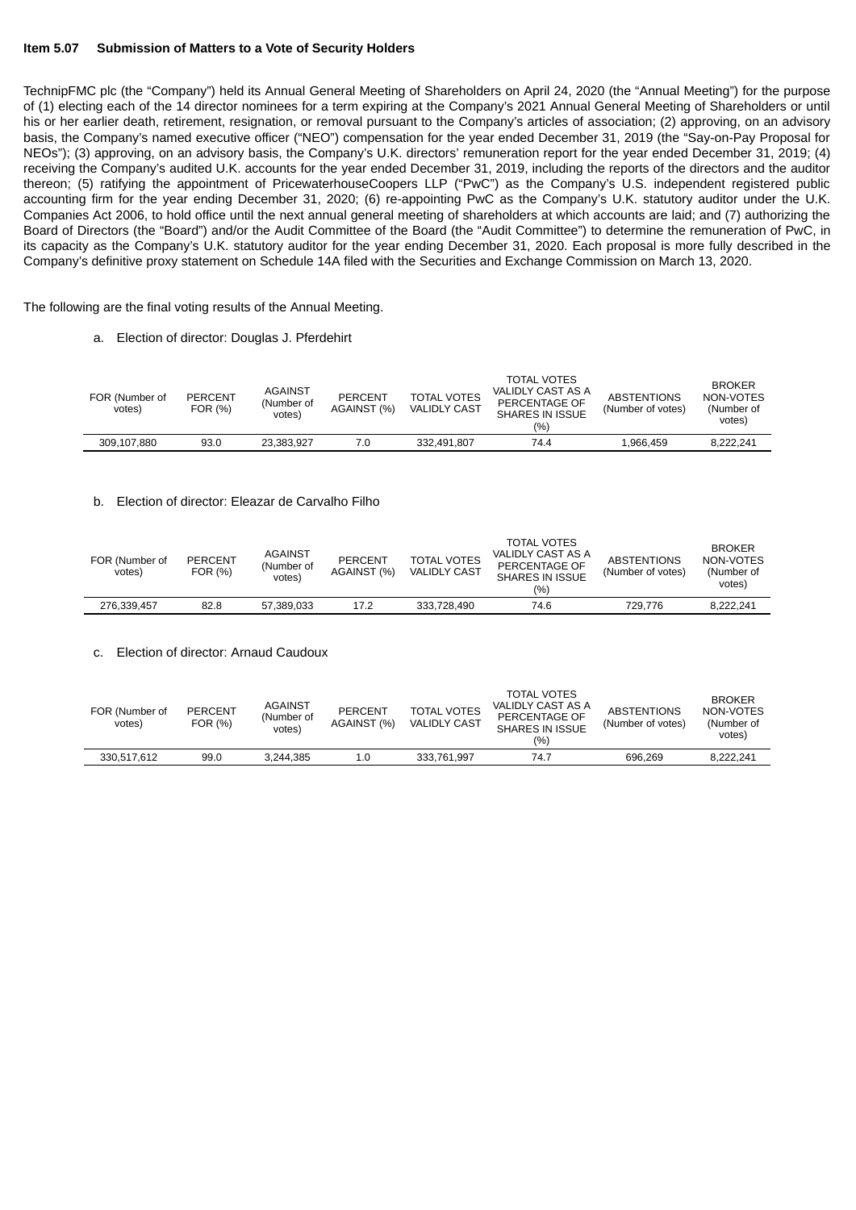**Item 5.07 Submission of Matters to a Vote of Security Holders**

TechnipFMC plc (the "Company") held its Annual General Meeting of Shareholders on April 24, 2020 (the "Annual Meeting") for the purpose of (1) electing each of the 14 director nominees for a term expiring at the Company's 2021 Annual General Meeting of Shareholders or until his or her earlier death, retirement, resignation, or removal pursuant to the Company's articles of association; (2) approving, on an advisory basis, the Company's named executive officer ("NEO") compensation for the year ended December 31, 2019 (the "Say-on-Pay Proposal for NEOs"); (3) approving, on an advisory basis, the Company's U.K. directors' remuneration report for the year ended December 31, 2019; (4) receiving the Company's audited U.K. accounts for the year ended December 31, 2019, including the reports of the directors and the auditor thereon; (5) ratifying the appointment of PricewaterhouseCoopers LLP ("PwC") as the Company's U.S. independent registered public accounting firm for the year ending December 31, 2020; (6) re-appointing PwC as the Company's U.K. statutory auditor under the U.K. Companies Act 2006, to hold office until the next annual general meeting of shareholders at which accounts are laid; and (7) authorizing the Board of Directors (the "Board") and/or the Audit Committee of the Board (the "Audit Committee") to determine the remuneration of PwC, in its capacity as the Company's U.K. statutory auditor for the year ending December 31, 2020. Each proposal is more fully described in the Company's definitive proxy statement on Schedule 14A filed with the Securities and Exchange Commission on March 13, 2020.

The following are the final voting results of the Annual Meeting.

a. Election of director: Douglas J. Pferdehirt

| FOR (Number of votes) | PERCENT FOR (%) | AGAINST (Number of votes) | PERCENT AGAINST (%) | TOTAL VOTES VALIDLY CAST | TOTAL VOTES VALIDLY CAST AS A PERCENTAGE OF SHARES IN ISSUE (%) | ABSTENTIONS (Number of votes) | BROKER NON-VOTES (Number of votes) |
|---|---|---|---|---|---|---|---|
| 309,107,880 | 93.0 | 23,383,927 | 7.0 | 332,491,807 | 74.4 | 1,966,459 | 8,222,241 |

b. Election of director: Eleazar de Carvalho Filho

| FOR (Number of votes) | PERCENT FOR (%) | AGAINST (Number of votes) | PERCENT AGAINST (%) | TOTAL VOTES VALIDLY CAST | TOTAL VOTES VALIDLY CAST AS A PERCENTAGE OF SHARES IN ISSUE (%) | ABSTENTIONS (Number of votes) | BROKER NON-VOTES (Number of votes) |
|---|---|---|---|---|---|---|---|
| 276,339,457 | 82.8 | 57,389,033 | 17.2 | 333,728,490 | 74.6 | 729,776 | 8,222,241 |

c. Election of director: Arnaud Caudoux

| FOR (Number of votes) | PERCENT FOR (%) | AGAINST (Number of votes) | PERCENT AGAINST (%) | TOTAL VOTES VALIDLY CAST | TOTAL VOTES VALIDLY CAST AS A PERCENTAGE OF SHARES IN ISSUE (%) | ABSTENTIONS (Number of votes) | BROKER NON-VOTES (Number of votes) |
|---|---|---|---|---|---|---|---|
| 330,517,612 | 99.0 | 3,244,385 | 1.0 | 333,761,997 | 74.7 | 696,269 | 8,222,241 |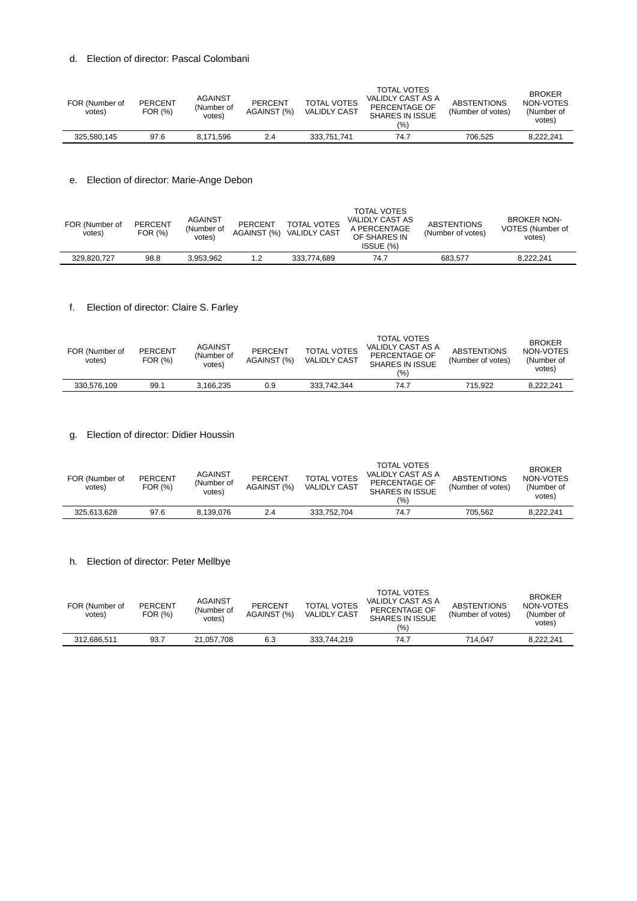d. Election of director: Pascal Colombani

| FOR (Number of votes) | PERCENT FOR (%) | AGAINST (Number of votes) | PERCENT AGAINST (%) | TOTAL VOTES VALIDLY CAST | TOTAL VOTES VALIDLY CAST AS A PERCENTAGE OF SHARES IN ISSUE (%) | ABSTENTIONS (Number of votes) | BROKER NON-VOTES (Number of votes) |
|---|---|---|---|---|---|---|---|
| 325,580,145 | 97.6 | 8,171,596 | 2.4 | 333,751,741 | 74.7 | 706,525 | 8,222,241 |

e. Election of director: Marie-Ange Debon

| FOR (Number of votes) | PERCENT FOR (%) | AGAINST (Number of votes) | PERCENT AGAINST (%) | TOTAL VOTES VALIDLY CAST | TOTAL VOTES VALIDLY CAST AS A PERCENTAGE OF SHARES IN ISSUE (%) | ABSTENTIONS (Number of votes) | BROKER NON-VOTES (Number of votes) |
|---|---|---|---|---|---|---|---|
| 329,820,727 | 98.8 | 3,953,962 | 1.2 | 333,774,689 | 74.7 | 683,577 | 8,222,241 |

f. Election of director: Claire S. Farley

| FOR (Number of votes) | PERCENT FOR (%) | AGAINST (Number of votes) | PERCENT AGAINST (%) | TOTAL VOTES VALIDLY CAST | TOTAL VOTES VALIDLY CAST AS A PERCENTAGE OF SHARES IN ISSUE (%) | ABSTENTIONS (Number of votes) | BROKER NON-VOTES (Number of votes) |
|---|---|---|---|---|---|---|---|
| 330,576,109 | 99.1 | 3,166,235 | 0.9 | 333,742,344 | 74.7 | 715,922 | 8,222,241 |

g. Election of director: Didier Houssin

| FOR (Number of votes) | PERCENT FOR (%) | AGAINST (Number of votes) | PERCENT AGAINST (%) | TOTAL VOTES VALIDLY CAST | TOTAL VOTES VALIDLY CAST AS A PERCENTAGE OF SHARES IN ISSUE (%) | ABSTENTIONS (Number of votes) | BROKER NON-VOTES (Number of votes) |
|---|---|---|---|---|---|---|---|
| 325,613,628 | 97.6 | 8,139,076 | 2.4 | 333,752,704 | 74.7 | 705,562 | 8,222,241 |

h. Election of director: Peter Mellbye

| FOR (Number of votes) | PERCENT FOR (%) | AGAINST (Number of votes) | PERCENT AGAINST (%) | TOTAL VOTES VALIDLY CAST | TOTAL VOTES VALIDLY CAST AS A PERCENTAGE OF SHARES IN ISSUE (%) | ABSTENTIONS (Number of votes) | BROKER NON-VOTES (Number of votes) |
|---|---|---|---|---|---|---|---|
| 312,686,511 | 93.7 | 21,057,708 | 6.3 | 333,744,219 | 74.7 | 714,047 | 8,222,241 |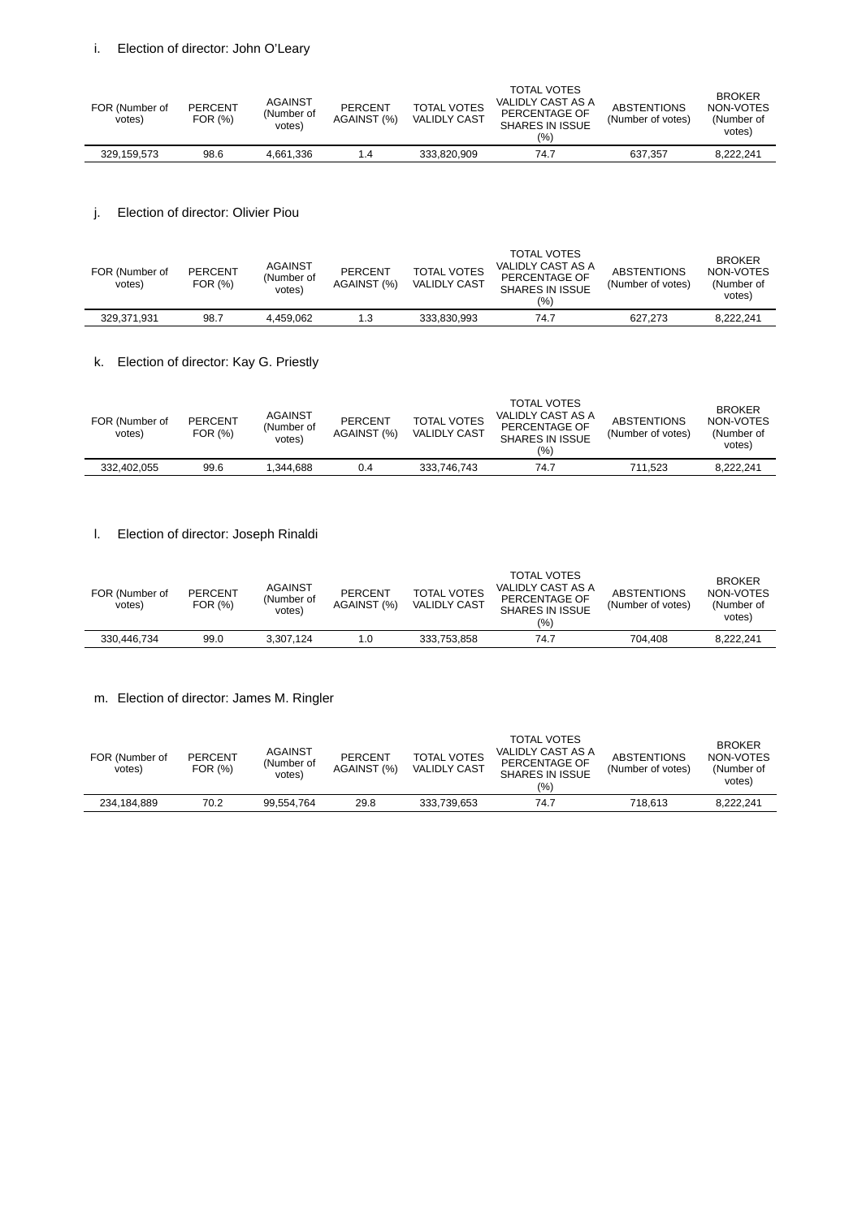i. Election of director: John O'Leary

| FOR (Number of votes) | PERCENT FOR (%) | AGAINST (Number of votes) | PERCENT AGAINST (%) | TOTAL VOTES VALIDLY CAST | TOTAL VOTES VALIDLY CAST AS A PERCENTAGE OF SHARES IN ISSUE (%) | ABSTENTIONS (Number of votes) | BROKER NON-VOTES (Number of votes) |
|---|---|---|---|---|---|---|---|
| 329,159,573 | 98.6 | 4,661,336 | 1.4 | 333,820,909 | 74.7 | 637,357 | 8,222,241 |

j. Election of director: Olivier Piou

| FOR (Number of votes) | PERCENT FOR (%) | AGAINST (Number of votes) | PERCENT AGAINST (%) | TOTAL VOTES VALIDLY CAST | TOTAL VOTES VALIDLY CAST AS A PERCENTAGE OF SHARES IN ISSUE (%) | ABSTENTIONS (Number of votes) | BROKER NON-VOTES (Number of votes) |
|---|---|---|---|---|---|---|---|
| 329,371,931 | 98.7 | 4,459,062 | 1.3 | 333,830,993 | 74.7 | 627,273 | 8,222,241 |

k. Election of director: Kay G. Priestly

| FOR (Number of votes) | PERCENT FOR (%) | AGAINST (Number of votes) | PERCENT AGAINST (%) | TOTAL VOTES VALIDLY CAST | TOTAL VOTES VALIDLY CAST AS A PERCENTAGE OF SHARES IN ISSUE (%) | ABSTENTIONS (Number of votes) | BROKER NON-VOTES (Number of votes) |
|---|---|---|---|---|---|---|---|
| 332,402,055 | 99.6 | 1,344,688 | 0.4 | 333,746,743 | 74.7 | 711,523 | 8,222,241 |

l. Election of director: Joseph Rinaldi

| FOR (Number of votes) | PERCENT FOR (%) | AGAINST (Number of votes) | PERCENT AGAINST (%) | TOTAL VOTES VALIDLY CAST | TOTAL VOTES VALIDLY CAST AS A PERCENTAGE OF SHARES IN ISSUE (%) | ABSTENTIONS (Number of votes) | BROKER NON-VOTES (Number of votes) |
|---|---|---|---|---|---|---|---|
| 330,446,734 | 99.0 | 3,307,124 | 1.0 | 333,753,858 | 74.7 | 704,408 | 8,222,241 |

m. Election of director: James M. Ringler

| FOR (Number of votes) | PERCENT FOR (%) | AGAINST (Number of votes) | PERCENT AGAINST (%) | TOTAL VOTES VALIDLY CAST | TOTAL VOTES VALIDLY CAST AS A PERCENTAGE OF SHARES IN ISSUE (%) | ABSTENTIONS (Number of votes) | BROKER NON-VOTES (Number of votes) |
|---|---|---|---|---|---|---|---|
| 234,184,889 | 70.2 | 99,554,764 | 29.8 | 333,739,653 | 74.7 | 718,613 | 8,222,241 |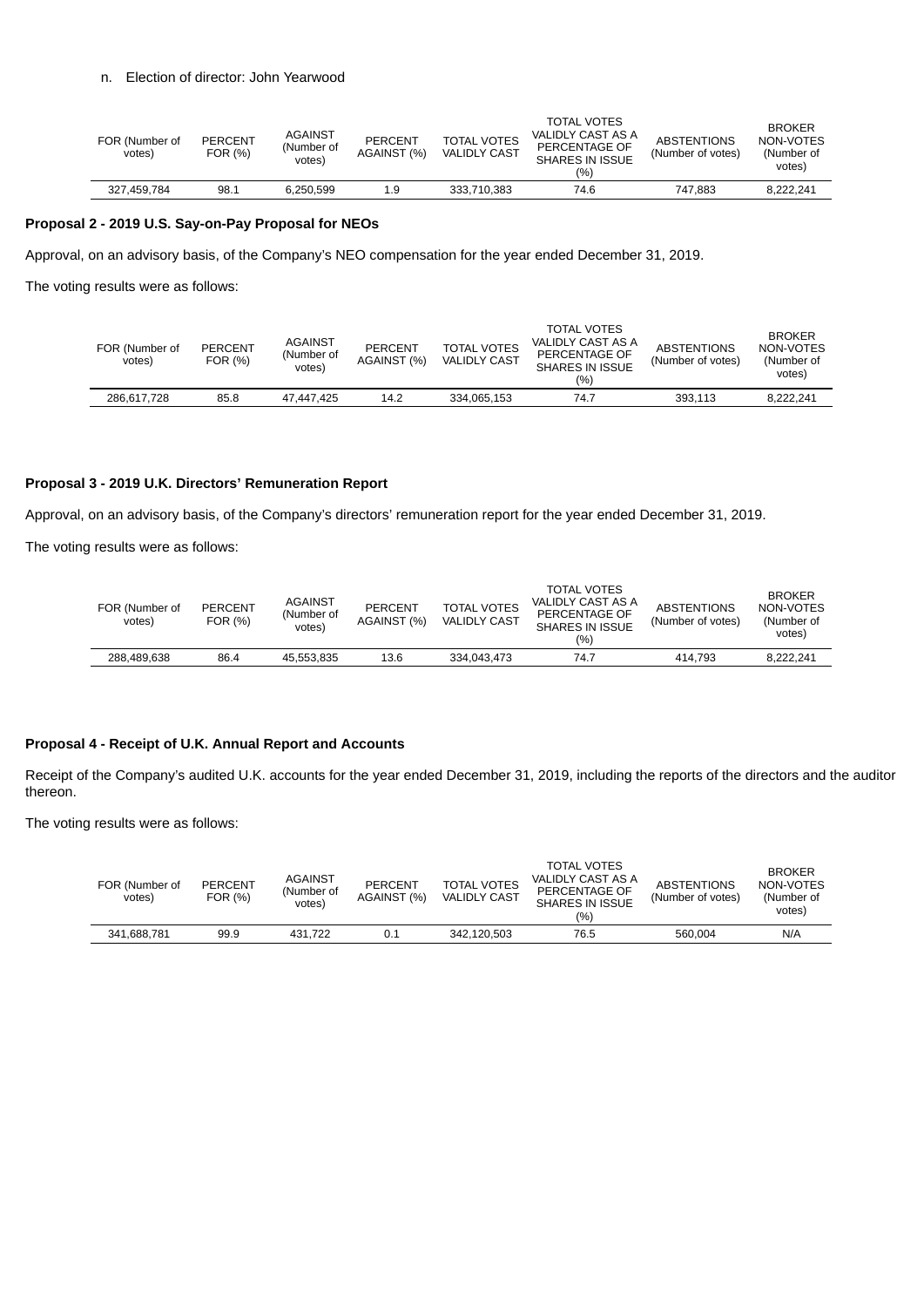n. Election of director: John Yearwood

| FOR (Number of votes) | PERCENT FOR (%) | AGAINST (Number of votes) | PERCENT AGAINST (%) | TOTAL VOTES VALIDLY CAST | TOTAL VOTES VALIDLY CAST AS A PERCENTAGE OF SHARES IN ISSUE (%) | ABSTENTIONS (Number of votes) | BROKER NON-VOTES (Number of votes) |
|---|---|---|---|---|---|---|---|
| 327,459,784 | 98.1 | 6,250,599 | 1.9 | 333,710,383 | 74.6 | 747,883 | 8,222,241 |

**Proposal 2 - 2019 U.S. Say-on-Pay Proposal for NEOs**

Approval, on an advisory basis, of the Company's NEO compensation for the year ended December 31, 2019.

The voting results were as follows:

| FOR (Number of votes) | PERCENT FOR (%) | AGAINST (Number of votes) | PERCENT AGAINST (%) | TOTAL VOTES VALIDLY CAST | TOTAL VOTES VALIDLY CAST AS A PERCENTAGE OF SHARES IN ISSUE (%) | ABSTENTIONS (Number of votes) | BROKER NON-VOTES (Number of votes) |
|---|---|---|---|---|---|---|---|
| 286,617,728 | 85.8 | 47,447,425 | 14.2 | 334,065,153 | 74.7 | 393,113 | 8,222,241 |

**Proposal 3 - 2019 U.K. Directors' Remuneration Report**

Approval, on an advisory basis, of the Company's directors' remuneration report for the year ended December 31, 2019.

The voting results were as follows:

| FOR (Number of votes) | PERCENT FOR (%) | AGAINST (Number of votes) | PERCENT AGAINST (%) | TOTAL VOTES VALIDLY CAST | TOTAL VOTES VALIDLY CAST AS A PERCENTAGE OF SHARES IN ISSUE (%) | ABSTENTIONS (Number of votes) | BROKER NON-VOTES (Number of votes) |
|---|---|---|---|---|---|---|---|
| 288,489,638 | 86.4 | 45,553,835 | 13.6 | 334,043,473 | 74.7 | 414,793 | 8,222,241 |

**Proposal 4 - Receipt of U.K. Annual Report and Accounts**

Receipt of the Company's audited U.K. accounts for the year ended December 31, 2019, including the reports of the directors and the auditor thereon.

The voting results were as follows:

| FOR (Number of votes) | PERCENT FOR (%) | AGAINST (Number of votes) | PERCENT AGAINST (%) | TOTAL VOTES VALIDLY CAST | TOTAL VOTES VALIDLY CAST AS A PERCENTAGE OF SHARES IN ISSUE (%) | ABSTENTIONS (Number of votes) | BROKER NON-VOTES (Number of votes) |
|---|---|---|---|---|---|---|---|
| 341,688,781 | 99.9 | 431,722 | 0.1 | 342,120,503 | 76.5 | 560,004 | N/A |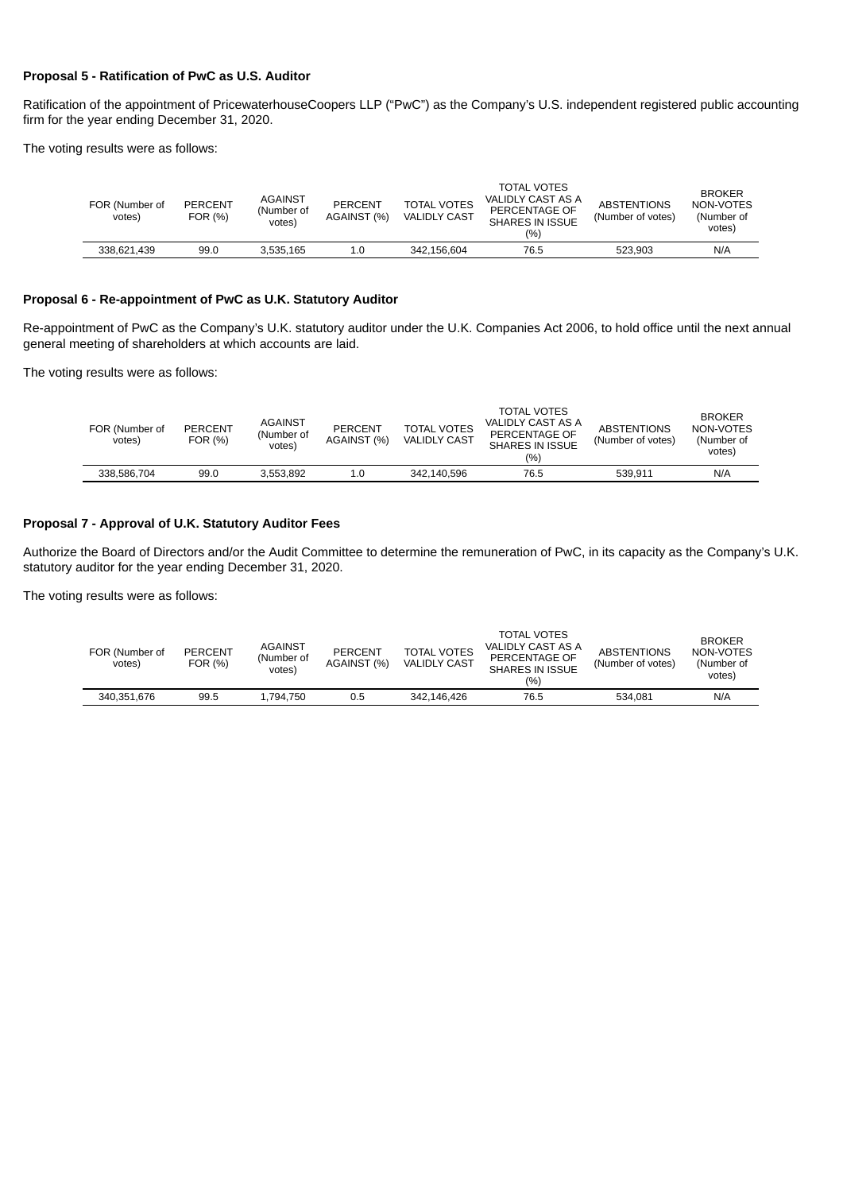**Proposal 5 - Ratification of PwC as U.S. Auditor**

Ratification of the appointment of PricewaterhouseCoopers LLP ("PwC") as the Company's U.S. independent registered public accounting firm for the year ending December 31, 2020.

The voting results were as follows:

| FOR (Number of votes) | PERCENT FOR (%) | AGAINST (Number of votes) | PERCENT AGAINST (%) | TOTAL VOTES VALIDLY CAST | TOTAL VOTES VALIDLY CAST AS A PERCENTAGE OF SHARES IN ISSUE (%) | ABSTENTIONS (Number of votes) | BROKER NON-VOTES (Number of votes) |
|---|---|---|---|---|---|---|---|
| 338,621,439 | 99.0 | 3,535,165 | 1.0 | 342,156,604 | 76.5 | 523,903 | N/A |

**Proposal 6 - Re-appointment of PwC as U.K. Statutory Auditor**

Re-appointment of PwC as the Company's U.K. statutory auditor under the U.K. Companies Act 2006, to hold office until the next annual general meeting of shareholders at which accounts are laid.

The voting results were as follows:

| FOR (Number of votes) | PERCENT FOR (%) | AGAINST (Number of votes) | PERCENT AGAINST (%) | TOTAL VOTES VALIDLY CAST | TOTAL VOTES VALIDLY CAST AS A PERCENTAGE OF SHARES IN ISSUE (%) | ABSTENTIONS (Number of votes) | BROKER NON-VOTES (Number of votes) |
|---|---|---|---|---|---|---|---|
| 338,586,704 | 99.0 | 3,553,892 | 1.0 | 342,140,596 | 76.5 | 539,911 | N/A |

**Proposal 7 - Approval of U.K. Statutory Auditor Fees**

Authorize the Board of Directors and/or the Audit Committee to determine the remuneration of PwC, in its capacity as the Company's U.K. statutory auditor for the year ending December 31, 2020.

The voting results were as follows:

| FOR (Number of votes) | PERCENT FOR (%) | AGAINST (Number of votes) | PERCENT AGAINST (%) | TOTAL VOTES VALIDLY CAST | TOTAL VOTES VALIDLY CAST AS A PERCENTAGE OF SHARES IN ISSUE (%) | ABSTENTIONS (Number of votes) | BROKER NON-VOTES (Number of votes) |
|---|---|---|---|---|---|---|---|
| 340,351,676 | 99.5 | 1,794,750 | 0.5 | 342,146,426 | 76.5 | 534,081 | N/A |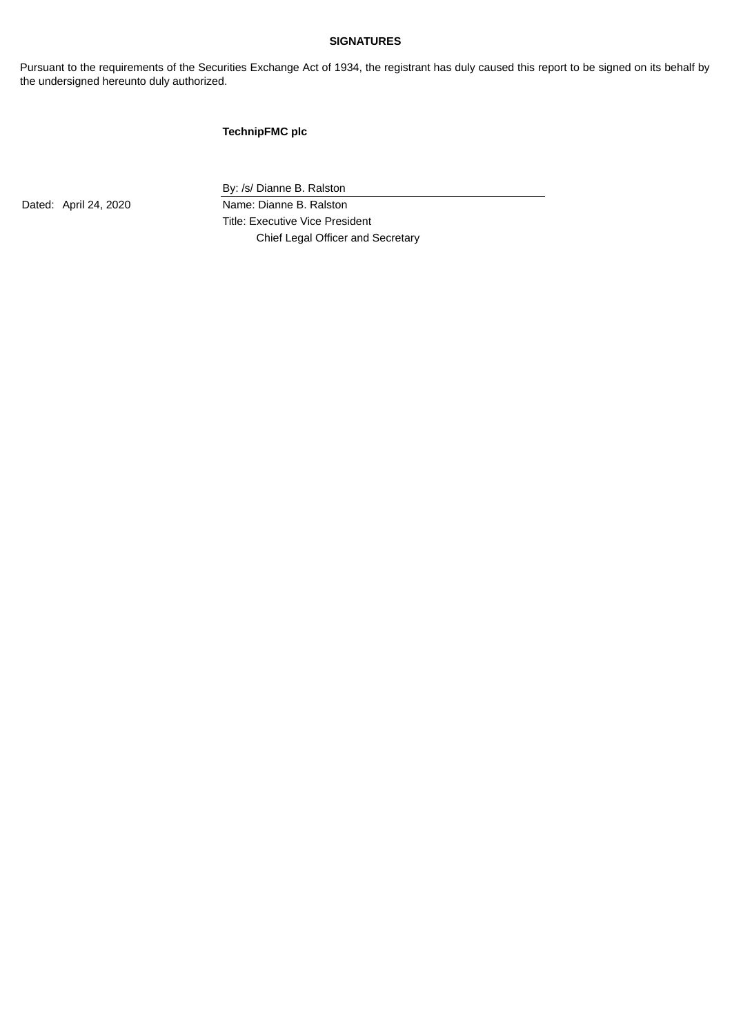**SIGNATURES**

Pursuant to the requirements of the Securities Exchange Act of 1934, the registrant has duly caused this report to be signed on its behalf by the undersigned hereunto duly authorized.

**TechnipFMC plc**

Dated: April 24, 2020

By: /s/ Dianne B. Ralston

Name: Dianne B. Ralston

Title: Executive Vice President
Chief Legal Officer and Secretary